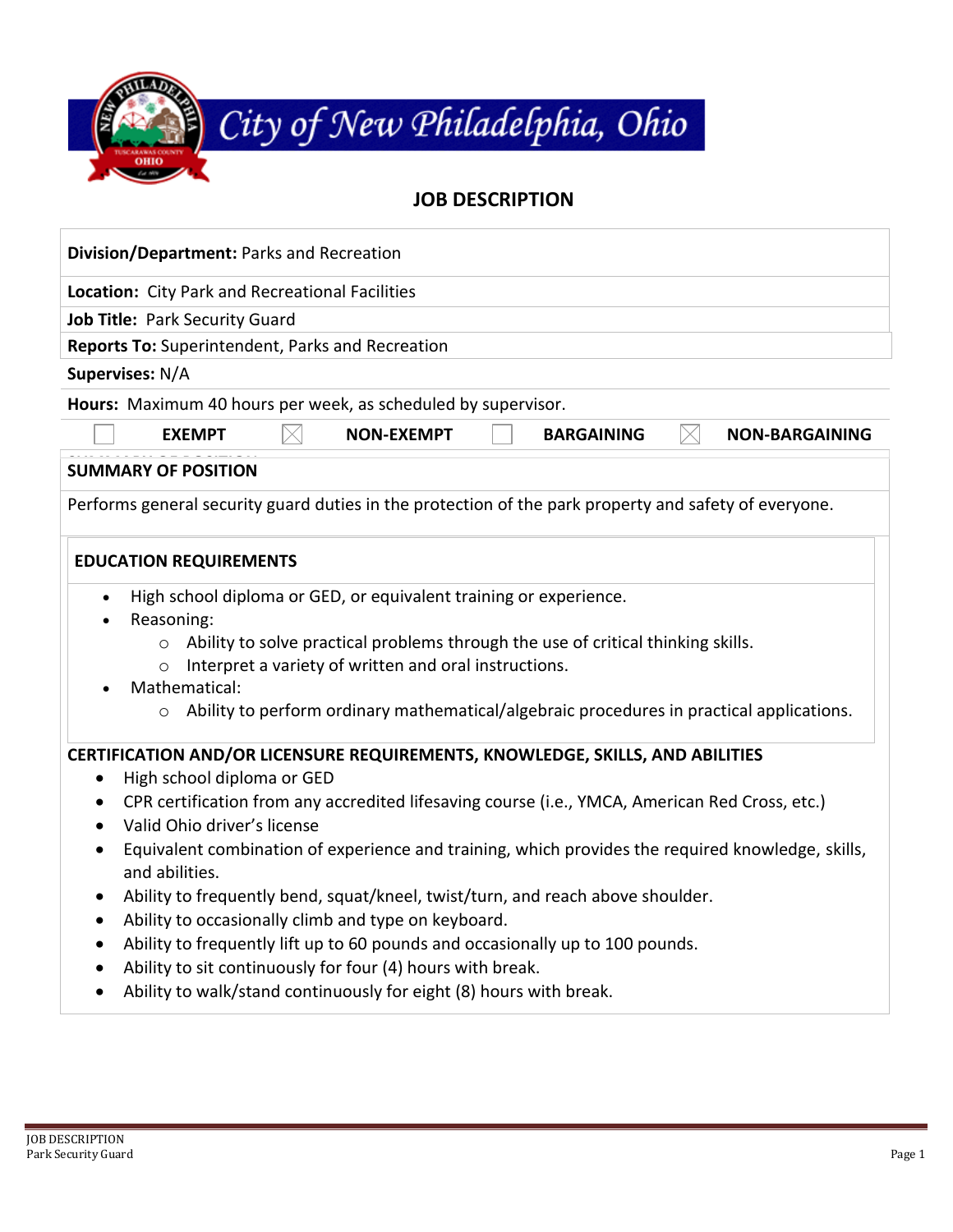City of New Philadelphia, Ohio

## JOB DESCRIPTION

**Division/Department:** Parks and Recreation

**Location:** City Park and Recreational Facilities

**Job Title:** Park Security Guard

**Reports To:** Superintendent, Parks and Recreation

**Supervises:** N/A

**Hours:** Maximum 40 hours per week, as scheduled by supervisor.

| ☐ | EXEMPT | ☒ | NON-EXEMPT | ☐ | BARGAINING | ☒ | NON-BARGAINING |
|---|---|---|---|---|---|---|---|

### SUMMARY OF POSITION

Performs general security guard duties in the protection of the park property and safety of everyone.

### EDUCATION REQUIREMENTS

- High school diploma or GED, or equivalent training or experience.
- Reasoning:
  - Ability to solve practical problems through the use of critical thinking skills.
  - Interpret a variety of written and oral instructions.
- Mathematical:
  - Ability to perform ordinary mathematical/algebraic procedures in practical applications.

### CERTIFICATION AND/OR LICENSURE REQUIREMENTS, KNOWLEDGE, SKILLS, AND ABILITIES

- High school diploma or GED
- CPR certification from any accredited lifesaving course (i.e., YMCA, American Red Cross, etc.)
- Valid Ohio driver's license
- Equivalent combination of experience and training, which provides the required knowledge, skills, and abilities.
- Ability to frequently bend, squat/kneel, twist/turn, and reach above shoulder.
- Ability to occasionally climb and type on keyboard.
- Ability to frequently lift up to 60 pounds and occasionally up to 100 pounds.
- Ability to sit continuously for four (4) hours with break.
- Ability to walk/stand continuously for eight (8) hours with break.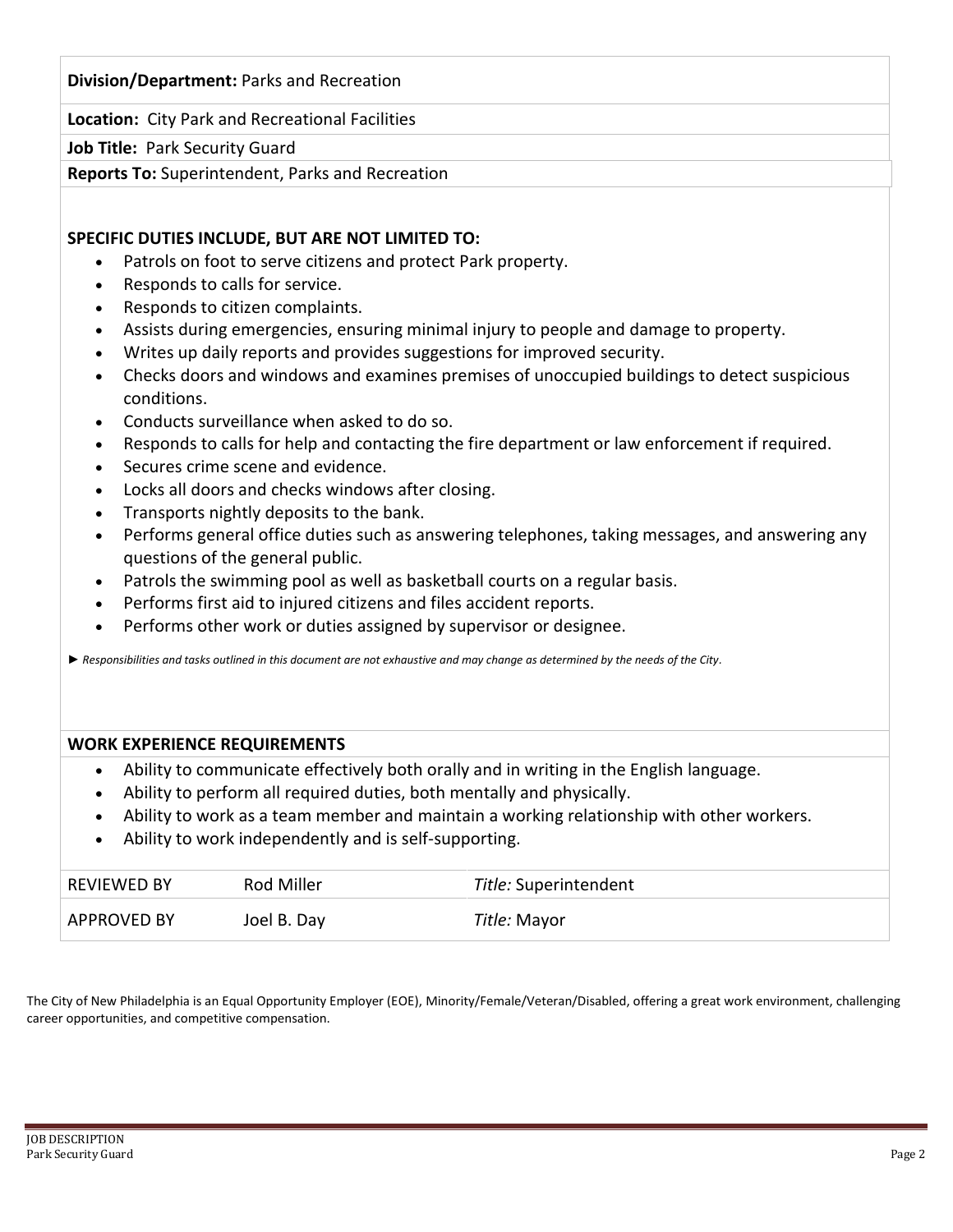**Division/Department:** Parks and Recreation

**Location:** City Park and Recreational Facilities

**Job Title:** Park Security Guard

**Reports To:** Superintendent, Parks and Recreation

**SPECIFIC DUTIES INCLUDE, BUT ARE NOT LIMITED TO:**

- Patrols on foot to serve citizens and protect Park property.
- Responds to calls for service.
- Responds to citizen complaints.
- Assists during emergencies, ensuring minimal injury to people and damage to property.
- Writes up daily reports and provides suggestions for improved security.
- Checks doors and windows and examines premises of unoccupied buildings to detect suspicious conditions.
- Conducts surveillance when asked to do so.
- Responds to calls for help and contacting the fire department or law enforcement if required.
- Secures crime scene and evidence.
- Locks all doors and checks windows after closing.
- Transports nightly deposits to the bank.
- Performs general office duties such as answering telephones, taking messages, and answering any questions of the general public.
- Patrols the swimming pool as well as basketball courts on a regular basis.
- Performs first aid to injured citizens and files accident reports.
- Performs other work or duties assigned by supervisor or designee.

► *Responsibilities and tasks outlined in this document are not exhaustive and may change as determined by the needs of the City.*

**WORK EXPERIENCE REQUIREMENTS**

- Ability to communicate effectively both orally and in writing in the English language.
- Ability to perform all required duties, both mentally and physically.
- Ability to work as a team member and maintain a working relationship with other workers.
- Ability to work independently and is self-supporting.

| | | |
|---|---|---|
| REVIEWED BY | Rod Miller | *Title:* Superintendent |
| APPROVED BY | Joel B. Day | *Title:* Mayor |

The City of New Philadelphia is an Equal Opportunity Employer (EOE), Minority/Female/Veteran/Disabled, offering a great work environment, challenging career opportunities, and competitive compensation.